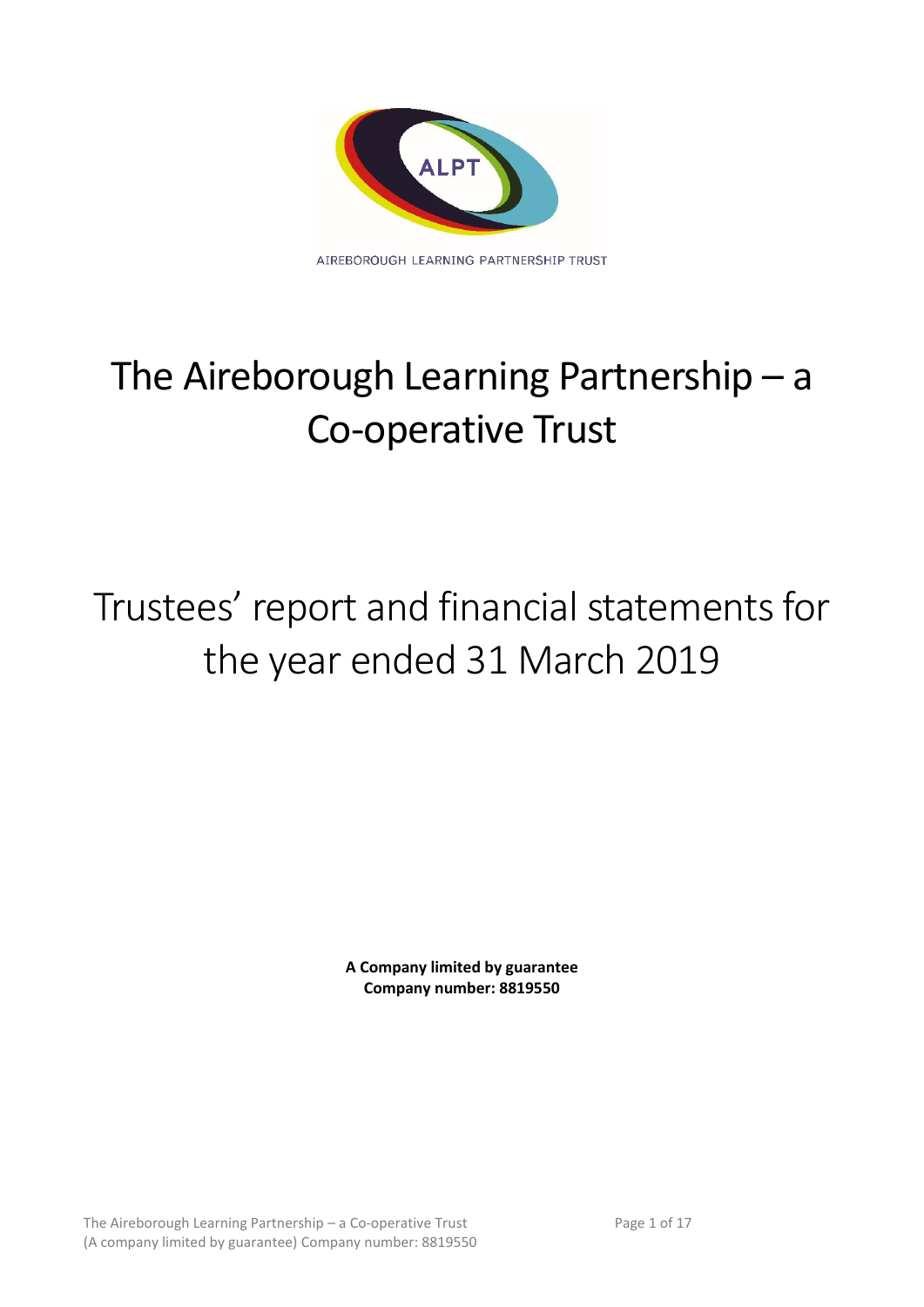AIREBOROUGH LEARNING PARTNERSHIP TRUST

# The Aireborough Learning Partnership – a Co-operative Trust

# Trustees' report and financial statements for the year ended 31 March 2019

**A Company limited by guarantee**
**Company number: 8819550**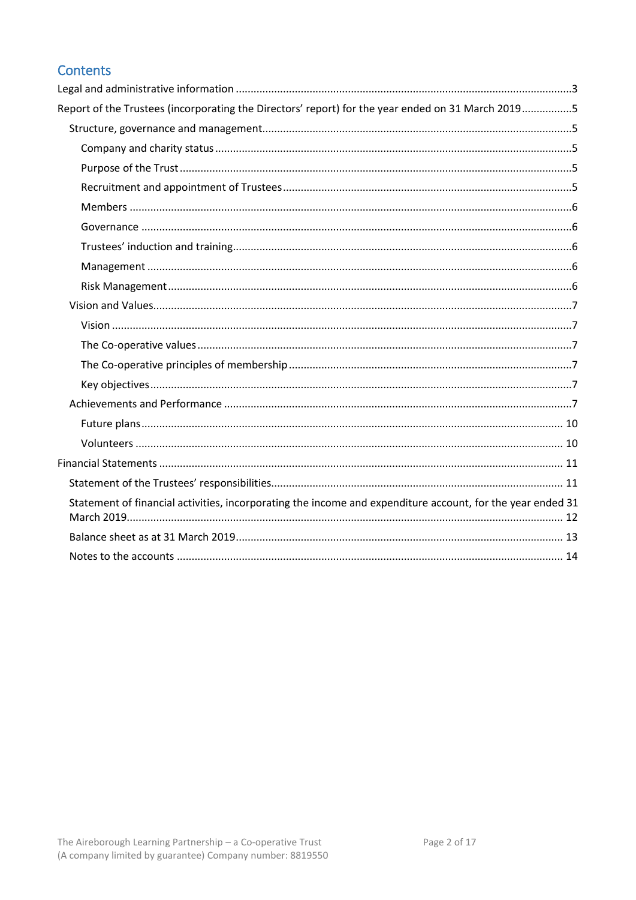## Contents

- Legal and administrative information ... 3
- Report of the Trustees (incorporating the Directors' report) for the year ended on 31 March 2019 ... 5
  - Structure, governance and management ... 5
    - Company and charity status ... 5
    - Purpose of the Trust ... 5
    - Recruitment and appointment of Trustees ... 5
    - Members ... 6
    - Governance ... 6
    - Trustees' induction and training ... 6
    - Management ... 6
    - Risk Management ... 6
  - Vision and Values ... 7
    - Vision ... 7
    - The Co-operative values ... 7
    - The Co-operative principles of membership ... 7
    - Key objectives ... 7
  - Achievements and Performance ... 7
    - Future plans ... 10
    - Volunteers ... 10
- Financial Statements ... 11
  - Statement of the Trustees' responsibilities ... 11
  - Statement of financial activities, incorporating the income and expenditure account, for the year ended 31 March 2019 ... 12
  - Balance sheet as at 31 March 2019 ... 13
  - Notes to the accounts ... 14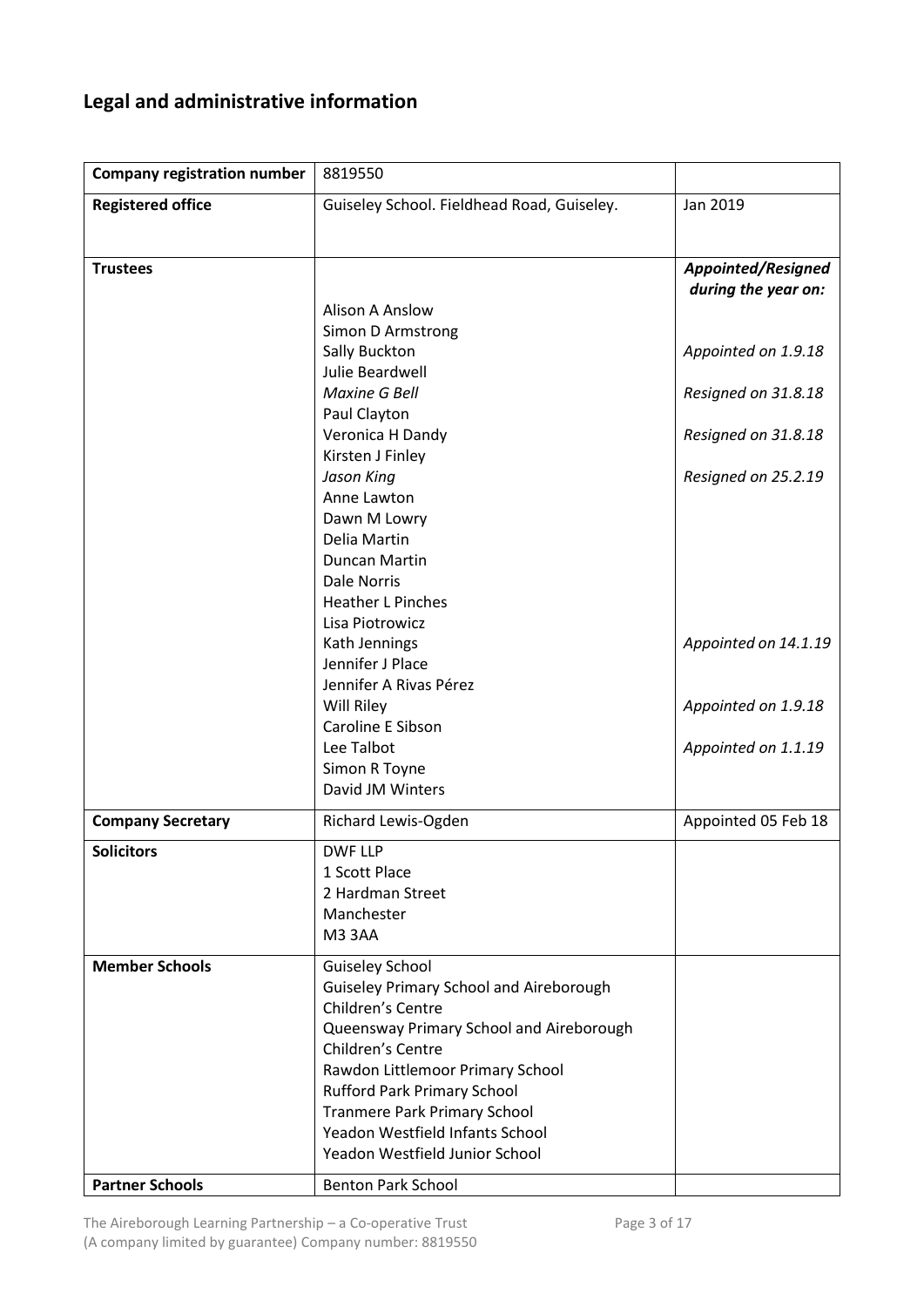## Legal and administrative information

| | | |
|---|---|---|
| **Company registration number** | 8819550 | |
| **Registered office** | Guiseley School. Fieldhead Road, Guiseley. | Jan 2019 |
| **Trustees** | | ***Appointed/Resigned during the year on:*** |
| | Alison A Anslow | |
| | Simon D Armstrong | |
| | Sally Buckton | *Appointed on 1.9.18* |
| | Julie Beardwell | |
| | *Maxine G Bell* | *Resigned on 31.8.18* |
| | Paul Clayton | |
| | Veronica H Dandy | *Resigned on 31.8.18* |
| | Kirsten J Finley | |
| | *Jason King* | *Resigned on 25.2.19* |
| | Anne Lawton | |
| | Dawn M Lowry | |
| | Delia Martin | |
| | Duncan Martin | |
| | Dale Norris | |
| | Heather L Pinches | |
| | Lisa Piotrowicz | |
| | Kath Jennings | *Appointed on 14.1.19* |
| | Jennifer J Place | |
| | Jennifer A Rivas Pérez | |
| | Will Riley | *Appointed on 1.9.18* |
| | Caroline E Sibson | |
| | Lee Talbot | *Appointed on 1.1.19* |
| | Simon R Toyne | |
| | David JM Winters | |
| **Company Secretary** | Richard Lewis-Ogden | Appointed 05 Feb 18 |
| **Solicitors** | DWF LLP<br>1 Scott Place<br>2 Hardman Street<br>Manchester<br>M3 3AA | |
| **Member Schools** | Guiseley School<br>Guiseley Primary School and Aireborough Children's Centre<br>Queensway Primary School and Aireborough Children's Centre<br>Rawdon Littlemoor Primary School<br>Rufford Park Primary School<br>Tranmere Park Primary School<br>Yeadon Westfield Infants School<br>Yeadon Westfield Junior School | |
| **Partner Schools** | Benton Park School | |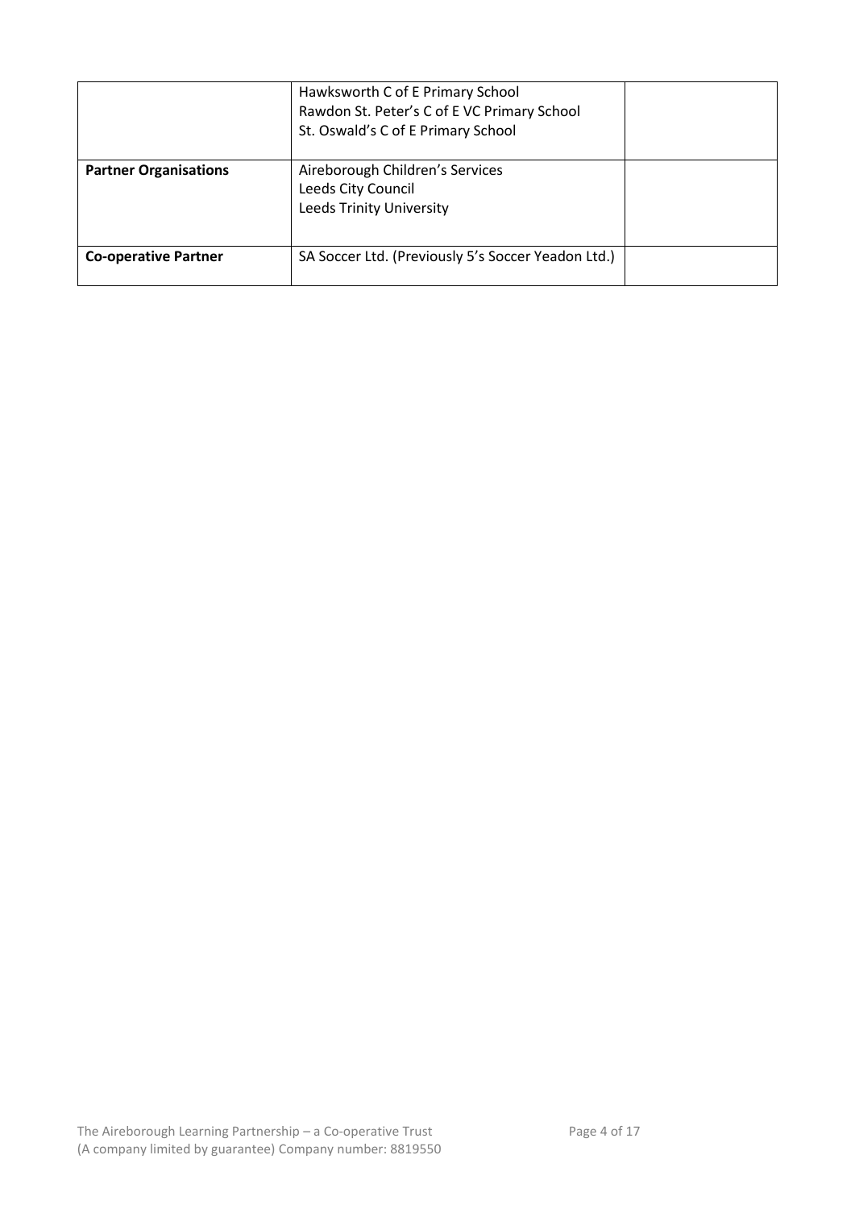| | | |
|---|---|---|
| | Hawksworth C of E Primary School<br>Rawdon St. Peter's C of E VC Primary School<br>St. Oswald's C of E Primary School | |
| **Partner Organisations** | Aireborough Children's Services<br>Leeds City Council<br>Leeds Trinity University | |
| **Co-operative Partner** | SA Soccer Ltd. (Previously 5's Soccer Yeadon Ltd.) | |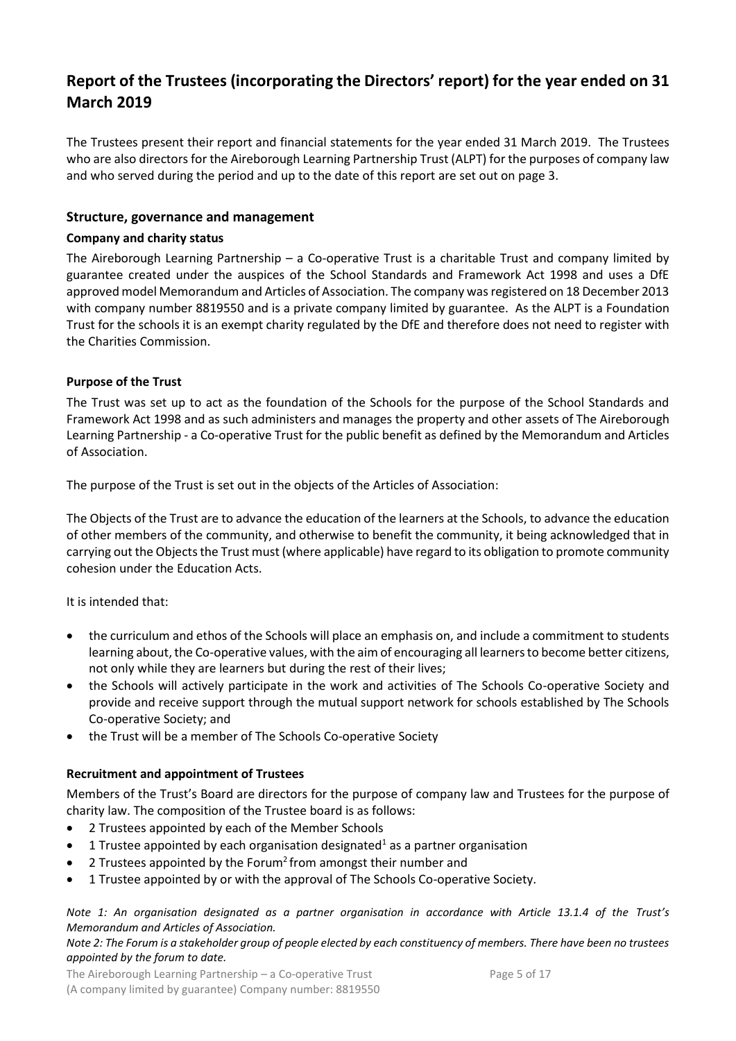# Report of the Trustees (incorporating the Directors' report) for the year ended on 31 March 2019

The Trustees present their report and financial statements for the year ended 31 March 2019. The Trustees who are also directors for the Aireborough Learning Partnership Trust (ALPT) for the purposes of company law and who served during the period and up to the date of this report are set out on page 3.

## Structure, governance and management

### Company and charity status

The Aireborough Learning Partnership – a Co-operative Trust is a charitable Trust and company limited by guarantee created under the auspices of the School Standards and Framework Act 1998 and uses a DfE approved model Memorandum and Articles of Association. The company was registered on 18 December 2013 with company number 8819550 and is a private company limited by guarantee. As the ALPT is a Foundation Trust for the schools it is an exempt charity regulated by the DfE and therefore does not need to register with the Charities Commission.

### Purpose of the Trust

The Trust was set up to act as the foundation of the Schools for the purpose of the School Standards and Framework Act 1998 and as such administers and manages the property and other assets of The Aireborough Learning Partnership - a Co-operative Trust for the public benefit as defined by the Memorandum and Articles of Association.

The purpose of the Trust is set out in the objects of the Articles of Association:

The Objects of the Trust are to advance the education of the learners at the Schools, to advance the education of other members of the community, and otherwise to benefit the community, it being acknowledged that in carrying out the Objects the Trust must (where applicable) have regard to its obligation to promote community cohesion under the Education Acts.

It is intended that:

- the curriculum and ethos of the Schools will place an emphasis on, and include a commitment to students learning about, the Co-operative values, with the aim of encouraging all learners to become better citizens, not only while they are learners but during the rest of their lives;
- the Schools will actively participate in the work and activities of The Schools Co-operative Society and provide and receive support through the mutual support network for schools established by The Schools Co-operative Society; and
- the Trust will be a member of The Schools Co-operative Society

### Recruitment and appointment of Trustees

Members of the Trust's Board are directors for the purpose of company law and Trustees for the purpose of charity law. The composition of the Trustee board is as follows:

- 2 Trustees appointed by each of the Member Schools
- 1 Trustee appointed by each organisation designated[1] as a partner organisation
- 2 Trustees appointed by the Forum[2] from amongst their number and
- 1 Trustee appointed by or with the approval of The Schools Co-operative Society.

*Note 1: An organisation designated as a partner organisation in accordance with Article 13.1.4 of the Trust's Memorandum and Articles of Association.*

*Note 2: The Forum is a stakeholder group of people elected by each constituency of members. There have been no trustees appointed by the forum to date.*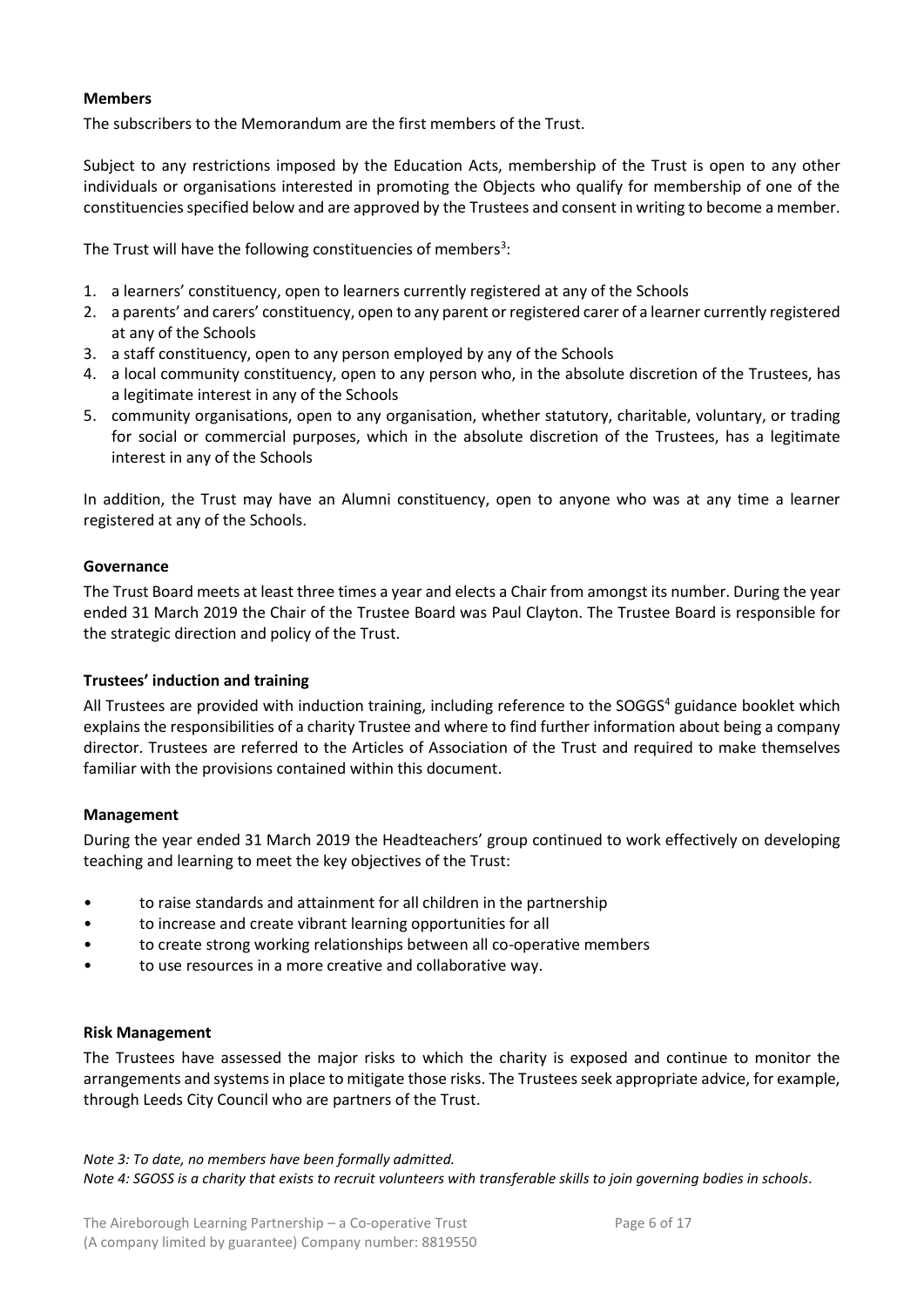**Members**

The subscribers to the Memorandum are the first members of the Trust.

Subject to any restrictions imposed by the Education Acts, membership of the Trust is open to any other individuals or organisations interested in promoting the Objects who qualify for membership of one of the constituencies specified below and are approved by the Trustees and consent in writing to become a member.

The Trust will have the following constituencies of members[3]:

1. a learners' constituency, open to learners currently registered at any of the Schools
2. a parents' and carers' constituency, open to any parent or registered carer of a learner currently registered at any of the Schools
3. a staff constituency, open to any person employed by any of the Schools
4. a local community constituency, open to any person who, in the absolute discretion of the Trustees, has a legitimate interest in any of the Schools
5. community organisations, open to any organisation, whether statutory, charitable, voluntary, or trading for social or commercial purposes, which in the absolute discretion of the Trustees, has a legitimate interest in any of the Schools

In addition, the Trust may have an Alumni constituency, open to anyone who was at any time a learner registered at any of the Schools.

**Governance**

The Trust Board meets at least three times a year and elects a Chair from amongst its number. During the year ended 31 March 2019 the Chair of the Trustee Board was Paul Clayton. The Trustee Board is responsible for the strategic direction and policy of the Trust.

**Trustees' induction and training**

All Trustees are provided with induction training, including reference to the SOGGS[4] guidance booklet which explains the responsibilities of a charity Trustee and where to find further information about being a company director. Trustees are referred to the Articles of Association of the Trust and required to make themselves familiar with the provisions contained within this document.

**Management**

During the year ended 31 March 2019 the Headteachers' group continued to work effectively on developing teaching and learning to meet the key objectives of the Trust:

- to raise standards and attainment for all children in the partnership
- to increase and create vibrant learning opportunities for all
- to create strong working relationships between all co-operative members
- to use resources in a more creative and collaborative way.

**Risk Management**

The Trustees have assessed the major risks to which the charity is exposed and continue to monitor the arrangements and systems in place to mitigate those risks. The Trustees seek appropriate advice, for example, through Leeds City Council who are partners of the Trust.

*Note 3: To date, no members have been formally admitted.*
*Note 4: SGOSS is a charity that exists to recruit volunteers with transferable skills to join governing bodies in schools.*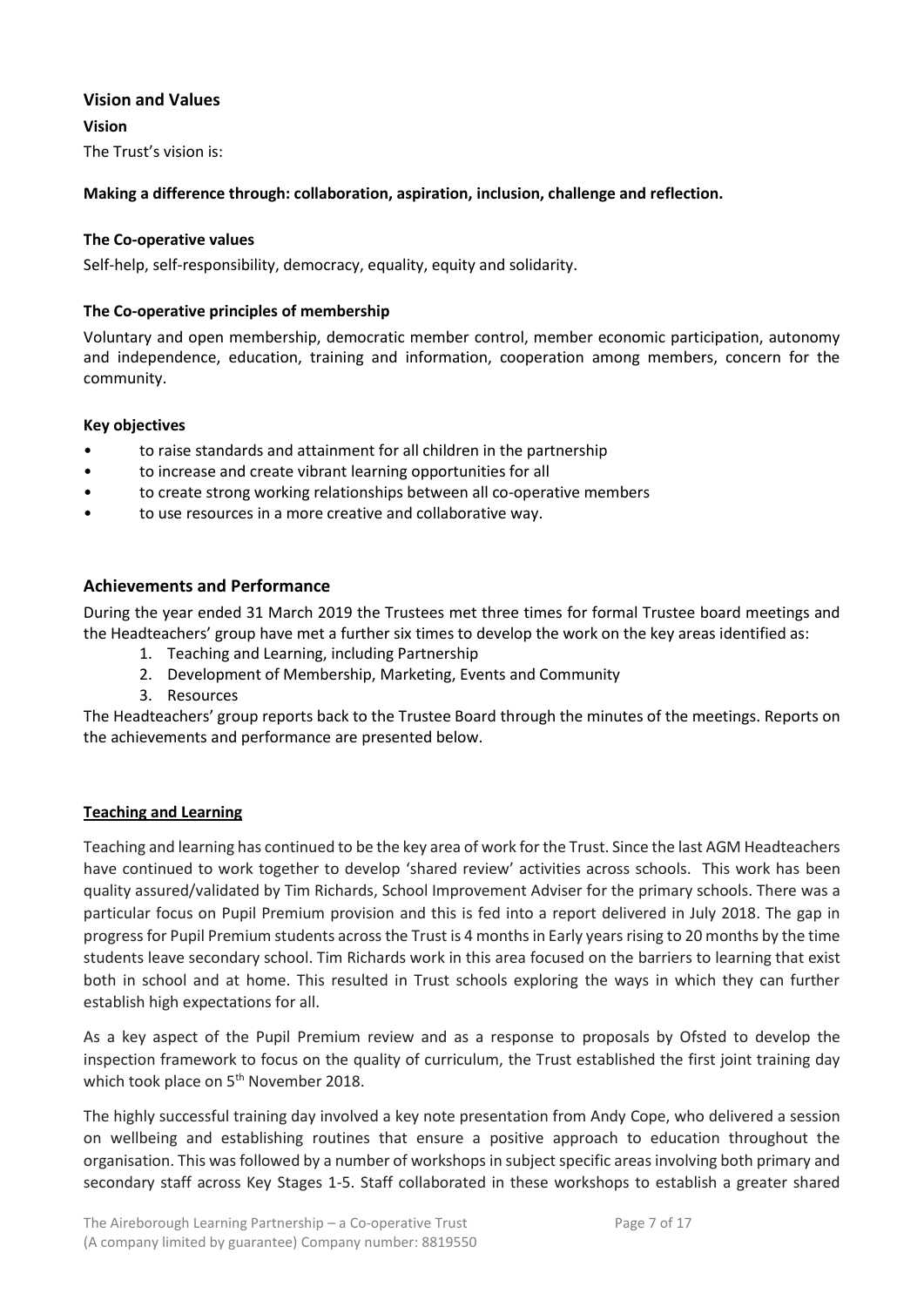## Vision and Values

### Vision

The Trust's vision is:

**Making a difference through: collaboration, aspiration, inclusion, challenge and reflection.**

### The Co-operative values

Self-help, self-responsibility, democracy, equality, equity and solidarity.

### The Co-operative principles of membership

Voluntary and open membership, democratic member control, member economic participation, autonomy and independence, education, training and information, cooperation among members, concern for the community.

### Key objectives

- to raise standards and attainment for all children in the partnership
- to increase and create vibrant learning opportunities for all
- to create strong working relationships between all co-operative members
- to use resources in a more creative and collaborative way.

## Achievements and Performance

During the year ended 31 March 2019 the Trustees met three times for formal Trustee board meetings and the Headteachers' group have met a further six times to develop the work on the key areas identified as:

1. Teaching and Learning, including Partnership
2. Development of Membership, Marketing, Events and Community
3. Resources

The Headteachers' group reports back to the Trustee Board through the minutes of the meetings. Reports on the achievements and performance are presented below.

### Teaching and Learning

Teaching and learning has continued to be the key area of work for the Trust. Since the last AGM Headteachers have continued to work together to develop 'shared review' activities across schools. This work has been quality assured/validated by Tim Richards, School Improvement Adviser for the primary schools. There was a particular focus on Pupil Premium provision and this is fed into a report delivered in July 2018. The gap in progress for Pupil Premium students across the Trust is 4 months in Early years rising to 20 months by the time students leave secondary school. Tim Richards work in this area focused on the barriers to learning that exist both in school and at home. This resulted in Trust schools exploring the ways in which they can further establish high expectations for all.

As a key aspect of the Pupil Premium review and as a response to proposals by Ofsted to develop the inspection framework to focus on the quality of curriculum, the Trust established the first joint training day which took place on 5th November 2018.

The highly successful training day involved a key note presentation from Andy Cope, who delivered a session on wellbeing and establishing routines that ensure a positive approach to education throughout the organisation. This was followed by a number of workshops in subject specific areas involving both primary and secondary staff across Key Stages 1-5. Staff collaborated in these workshops to establish a greater shared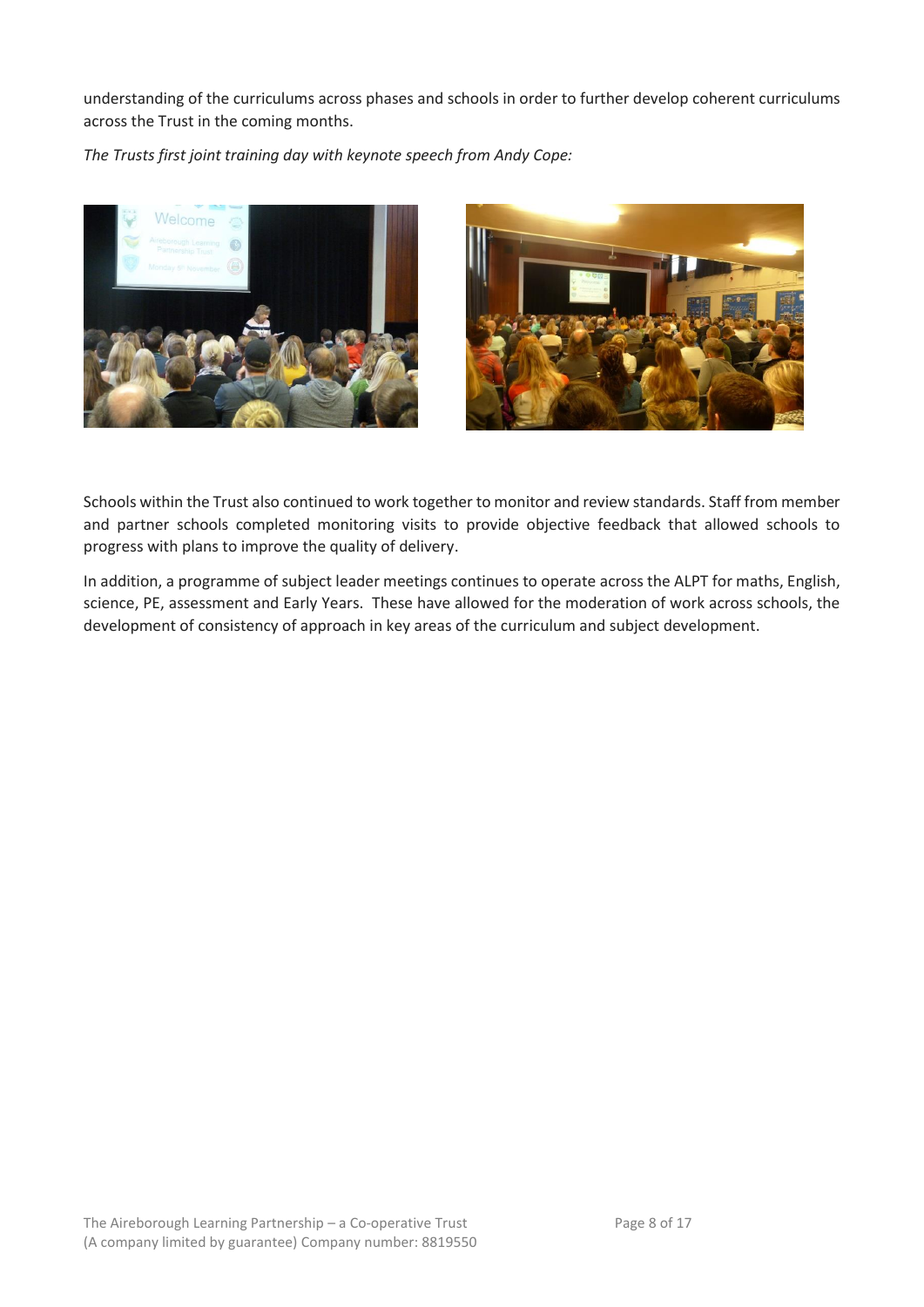understanding of the curriculums across phases and schools in order to further develop coherent curriculums across the Trust in the coming months.

*The Trusts first joint training day with keynote speech from Andy Cope:*

Schools within the Trust also continued to work together to monitor and review standards. Staff from member and partner schools completed monitoring visits to provide objective feedback that allowed schools to progress with plans to improve the quality of delivery.

In addition, a programme of subject leader meetings continues to operate across the ALPT for maths, English, science, PE, assessment and Early Years. These have allowed for the moderation of work across schools, the development of consistency of approach in key areas of the curriculum and subject development.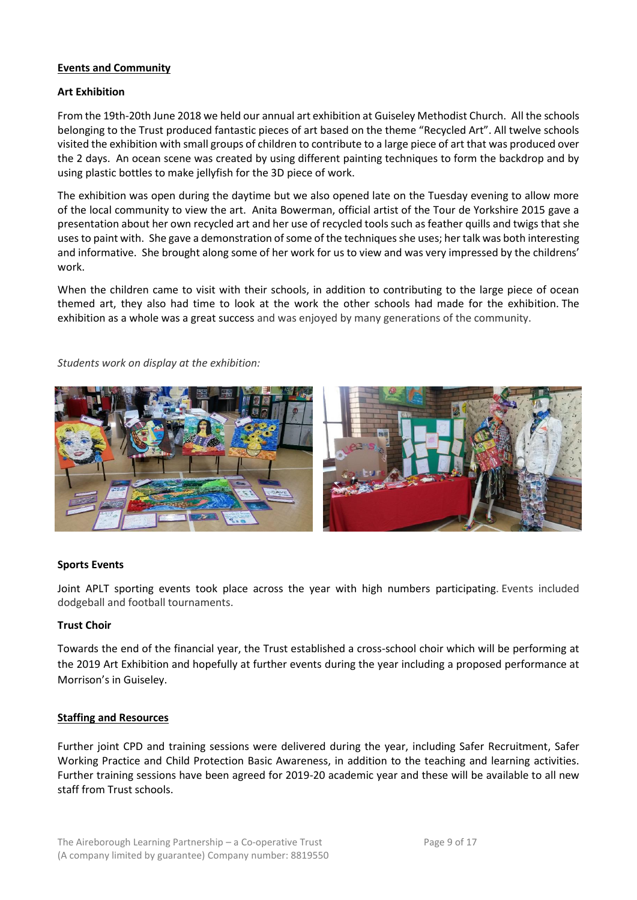## Events and Community

### Art Exhibition

From the 19th-20th June 2018 we held our annual art exhibition at Guiseley Methodist Church. All the schools belonging to the Trust produced fantastic pieces of art based on the theme "Recycled Art". All twelve schools visited the exhibition with small groups of children to contribute to a large piece of art that was produced over the 2 days. An ocean scene was created by using different painting techniques to form the backdrop and by using plastic bottles to make jellyfish for the 3D piece of work.

The exhibition was open during the daytime but we also opened late on the Tuesday evening to allow more of the local community to view the art. Anita Bowerman, official artist of the Tour de Yorkshire 2015 gave a presentation about her own recycled art and her use of recycled tools such as feather quills and twigs that she uses to paint with. She gave a demonstration of some of the techniques she uses; her talk was both interesting and informative. She brought along some of her work for us to view and was very impressed by the childrens' work.

When the children came to visit with their schools, in addition to contributing to the large piece of ocean themed art, they also had time to look at the work the other schools had made for the exhibition. The exhibition as a whole was a great success and was enjoyed by many generations of the community.

*Students work on display at the exhibition:*

### Sports Events

Joint APLT sporting events took place across the year with high numbers participating. Events included dodgeball and football tournaments.

### Trust Choir

Towards the end of the financial year, the Trust established a cross-school choir which will be performing at the 2019 Art Exhibition and hopefully at further events during the year including a proposed performance at Morrison's in Guiseley.

## Staffing and Resources

Further joint CPD and training sessions were delivered during the year, including Safer Recruitment, Safer Working Practice and Child Protection Basic Awareness, in addition to the teaching and learning activities. Further training sessions have been agreed for 2019-20 academic year and these will be available to all new staff from Trust schools.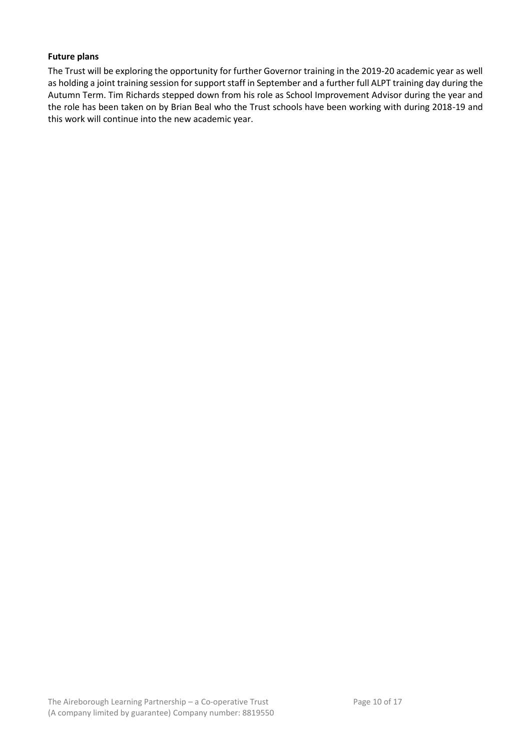**Future plans**

The Trust will be exploring the opportunity for further Governor training in the 2019-20 academic year as well as holding a joint training session for support staff in September and a further full ALPT training day during the Autumn Term. Tim Richards stepped down from his role as School Improvement Advisor during the year and the role has been taken on by Brian Beal who the Trust schools have been working with during 2018-19 and this work will continue into the new academic year.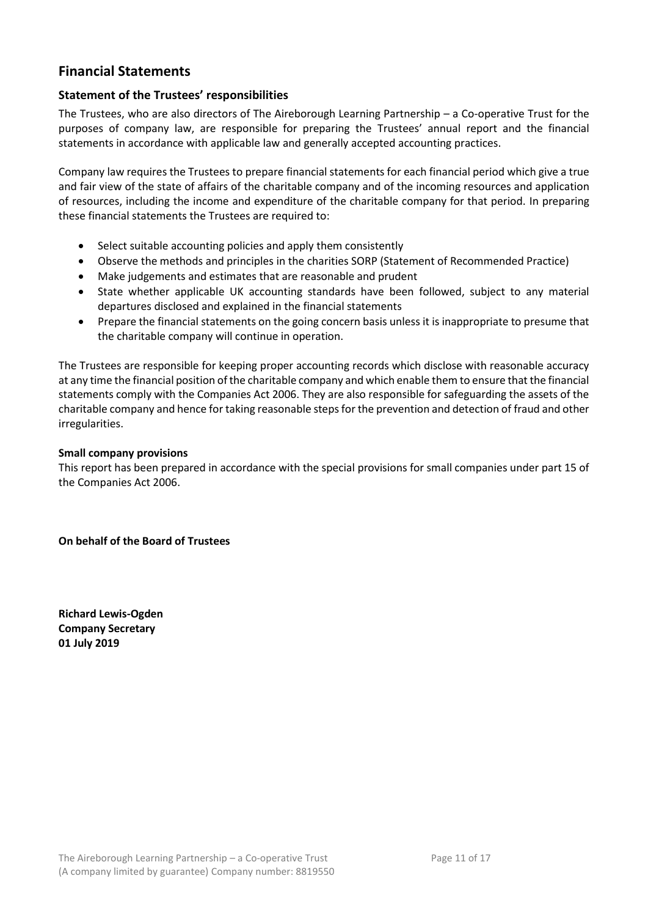## Financial Statements

### Statement of the Trustees' responsibilities

The Trustees, who are also directors of The Aireborough Learning Partnership – a Co-operative Trust for the purposes of company law, are responsible for preparing the Trustees' annual report and the financial statements in accordance with applicable law and generally accepted accounting practices.

Company law requires the Trustees to prepare financial statements for each financial period which give a true and fair view of the state of affairs of the charitable company and of the incoming resources and application of resources, including the income and expenditure of the charitable company for that period. In preparing these financial statements the Trustees are required to:

- Select suitable accounting policies and apply them consistently
- Observe the methods and principles in the charities SORP (Statement of Recommended Practice)
- Make judgements and estimates that are reasonable and prudent
- State whether applicable UK accounting standards have been followed, subject to any material departures disclosed and explained in the financial statements
- Prepare the financial statements on the going concern basis unless it is inappropriate to presume that the charitable company will continue in operation.

The Trustees are responsible for keeping proper accounting records which disclose with reasonable accuracy at any time the financial position of the charitable company and which enable them to ensure that the financial statements comply with the Companies Act 2006. They are also responsible for safeguarding the assets of the charitable company and hence for taking reasonable steps for the prevention and detection of fraud and other irregularities.

**Small company provisions**

This report has been prepared in accordance with the special provisions for small companies under part 15 of the Companies Act 2006.

**On behalf of the Board of Trustees**

**Richard Lewis-Ogden**
**Company Secretary**
**01 July 2019**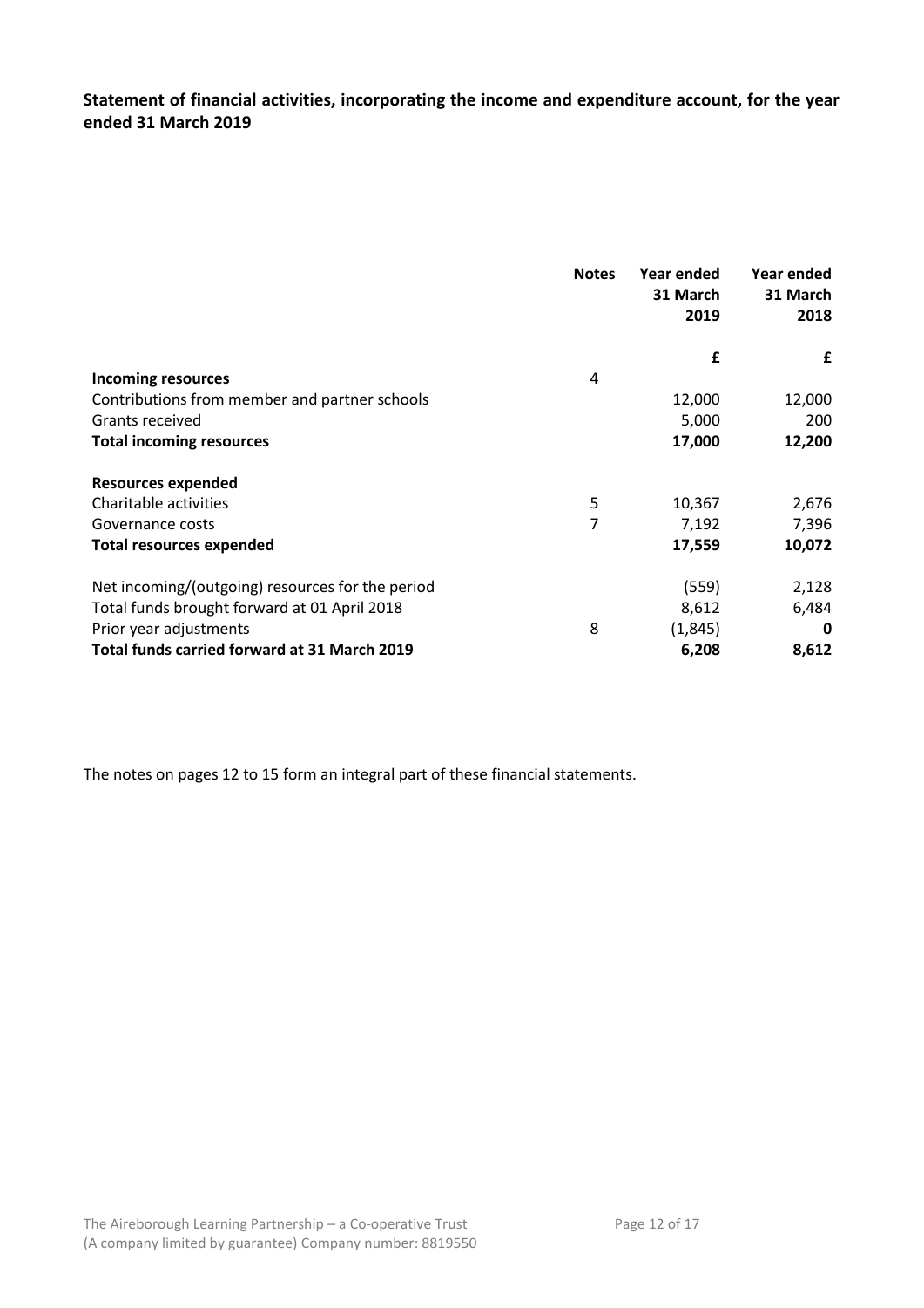**Statement of financial activities, incorporating the income and expenditure account, for the year ended 31 March 2019**

| | Notes | Year ended 31 March 2019 | Year ended 31 March 2018 |
|---|---|---|---|
| | | £ | £ |
| **Incoming resources** | 4 | | |
| Contributions from member and partner schools | | 12,000 | 12,000 |
| Grants received | | 5,000 | 200 |
| **Total incoming resources** | | **17,000** | **12,200** |
| | | | |
| **Resources expended** | | | |
| Charitable activities | 5 | 10,367 | 2,676 |
| Governance costs | 7 | 7,192 | 7,396 |
| **Total resources expended** | | **17,559** | **10,072** |
| | | | |
| Net incoming/(outgoing) resources for the period | | (559) | 2,128 |
| Total funds brought forward at 01 April 2018 | | 8,612 | 6,484 |
| Prior year adjustments | 8 | (1,845) | **0** |
| **Total funds carried forward at 31 March 2019** | | **6,208** | **8,612** |

The notes on pages 12 to 15 form an integral part of these financial statements.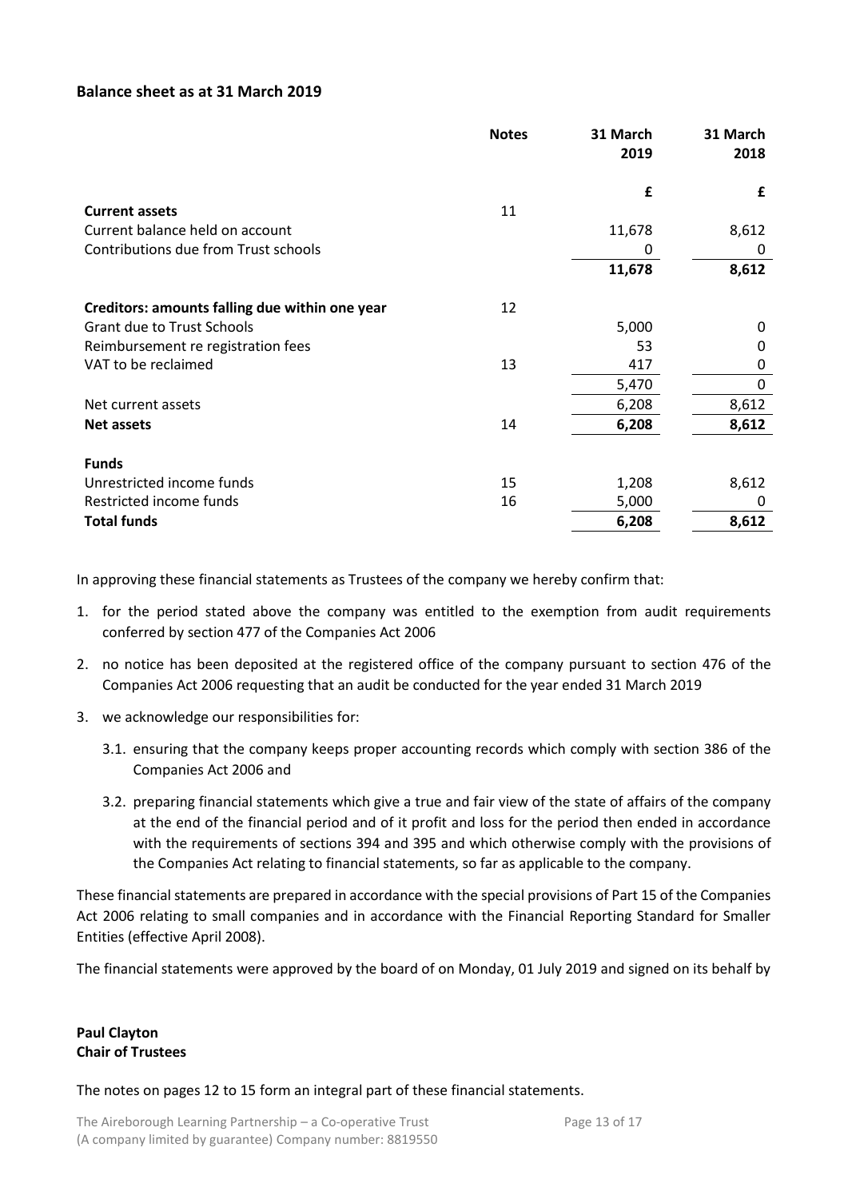## Balance sheet as at 31 March 2019

| | Notes | 31 March 2019 | 31 March 2018 |
|---|---|---|---|
| | | £ | £ |
| **Current assets** | 11 | | |
| Current balance held on account | | 11,678 | 8,612 |
| Contributions due from Trust schools | | 0 | 0 |
| | | **11,678** | **8,612** |
| **Creditors: amounts falling due within one year** | 12 | | |
| Grant due to Trust Schools | | 5,000 | 0 |
| Reimbursement re registration fees | | 53 | 0 |
| VAT to be reclaimed | 13 | 417 | 0 |
| | | 5,470 | 0 |
| Net current assets | | 6,208 | 8,612 |
| **Net assets** | 14 | **6,208** | **8,612** |
| **Funds** | | | |
| Unrestricted income funds | 15 | 1,208 | 8,612 |
| Restricted income funds | 16 | 5,000 | 0 |
| **Total funds** | | **6,208** | **8,612** |

In approving these financial statements as Trustees of the company we hereby confirm that:

1. for the period stated above the company was entitled to the exemption from audit requirements conferred by section 477 of the Companies Act 2006
2. no notice has been deposited at the registered office of the company pursuant to section 476 of the Companies Act 2006 requesting that an audit be conducted for the year ended 31 March 2019
3. we acknowledge our responsibilities for:
   - 3.1. ensuring that the company keeps proper accounting records which comply with section 386 of the Companies Act 2006 and
   - 3.2. preparing financial statements which give a true and fair view of the state of affairs of the company at the end of the financial period and of it profit and loss for the period then ended in accordance with the requirements of sections 394 and 395 and which otherwise comply with the provisions of the Companies Act relating to financial statements, so far as applicable to the company.

These financial statements are prepared in accordance with the special provisions of Part 15 of the Companies Act 2006 relating to small companies and in accordance with the Financial Reporting Standard for Smaller Entities (effective April 2008).

The financial statements were approved by the board of on Monday, 01 July 2019 and signed on its behalf by

**Paul Clayton**
**Chair of Trustees**

The notes on pages 12 to 15 form an integral part of these financial statements.

The Aireborough Learning Partnership – a Co-operative Trust
(A company limited by guarantee) Company number: 8819550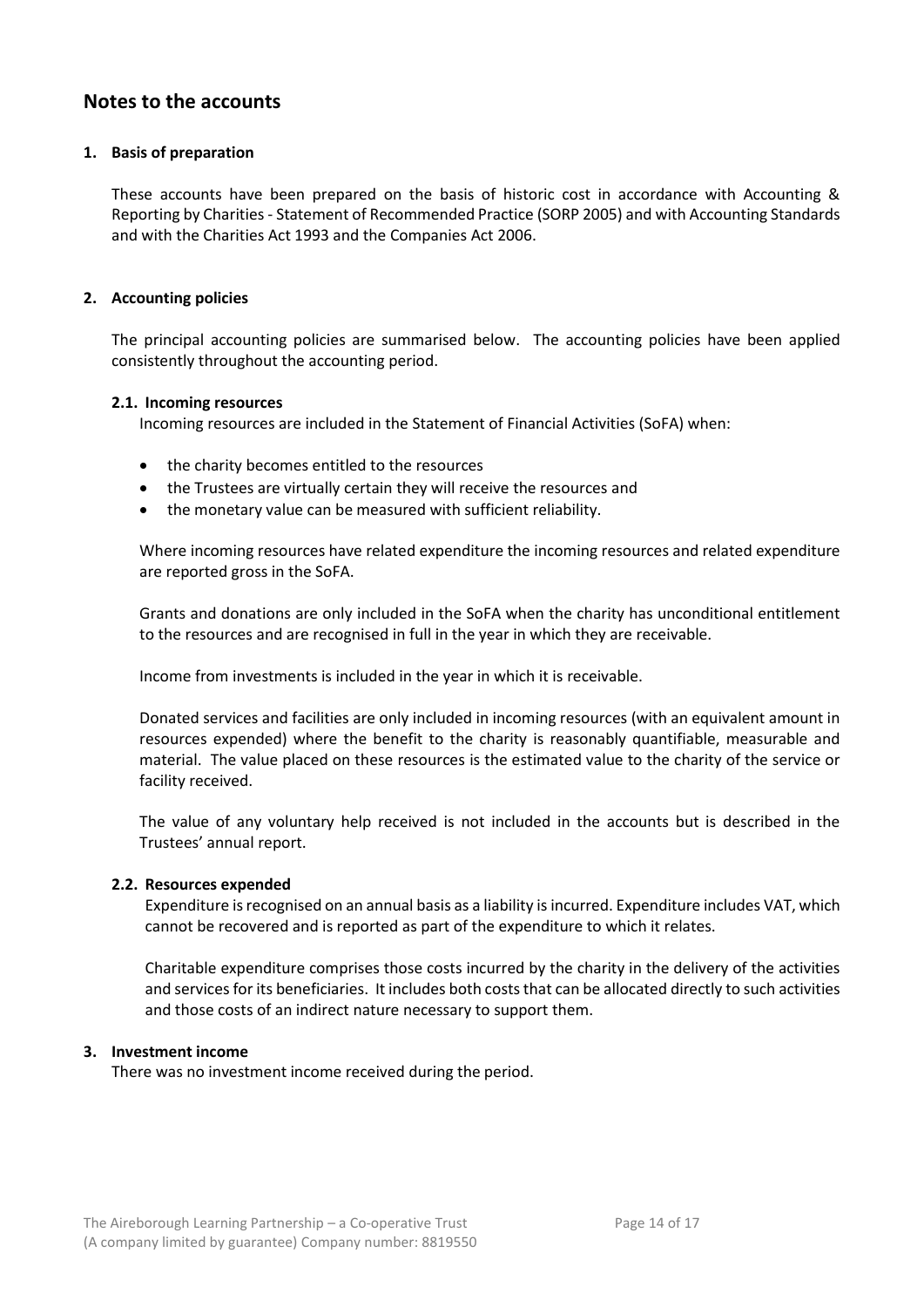# Notes to the accounts

## 1. Basis of preparation

These accounts have been prepared on the basis of historic cost in accordance with Accounting & Reporting by Charities - Statement of Recommended Practice (SORP 2005) and with Accounting Standards and with the Charities Act 1993 and the Companies Act 2006.

## 2. Accounting policies

The principal accounting policies are summarised below. The accounting policies have been applied consistently throughout the accounting period.

### 2.1. Incoming resources

Incoming resources are included in the Statement of Financial Activities (SoFA) when:

- the charity becomes entitled to the resources
- the Trustees are virtually certain they will receive the resources and
- the monetary value can be measured with sufficient reliability.

Where incoming resources have related expenditure the incoming resources and related expenditure are reported gross in the SoFA.

Grants and donations are only included in the SoFA when the charity has unconditional entitlement to the resources and are recognised in full in the year in which they are receivable.

Income from investments is included in the year in which it is receivable.

Donated services and facilities are only included in incoming resources (with an equivalent amount in resources expended) where the benefit to the charity is reasonably quantifiable, measurable and material. The value placed on these resources is the estimated value to the charity of the service or facility received.

The value of any voluntary help received is not included in the accounts but is described in the Trustees' annual report.

### 2.2. Resources expended

Expenditure is recognised on an annual basis as a liability is incurred. Expenditure includes VAT, which cannot be recovered and is reported as part of the expenditure to which it relates.

Charitable expenditure comprises those costs incurred by the charity in the delivery of the activities and services for its beneficiaries. It includes both costs that can be allocated directly to such activities and those costs of an indirect nature necessary to support them.

## 3. Investment income

There was no investment income received during the period.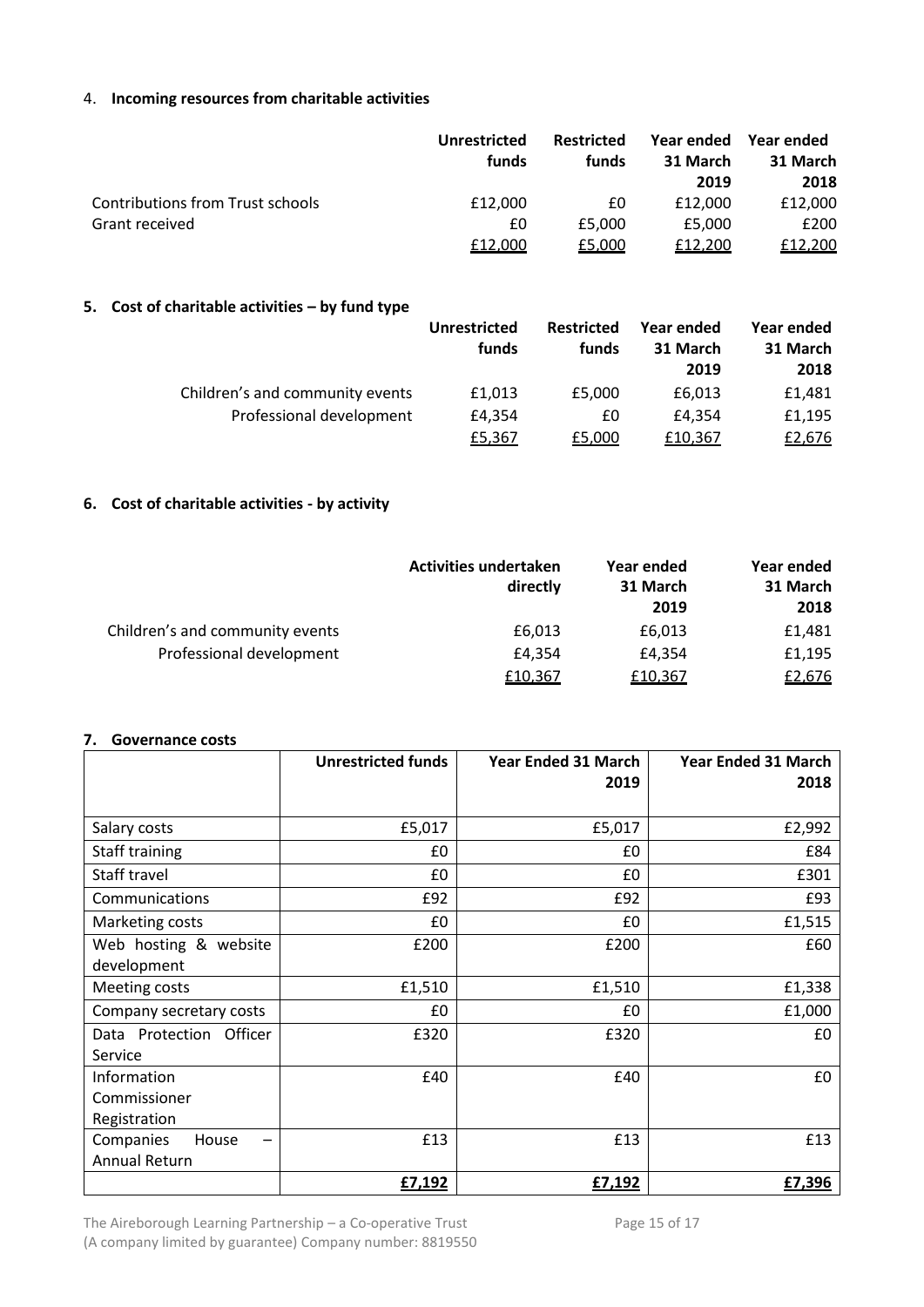## 4. Incoming resources from charitable activities

| | Unrestricted funds | Restricted funds | Year ended 31 March 2019 | Year ended 31 March 2018 |
|---|---|---|---|---|
| Contributions from Trust schools | £12,000 | £0 | £12,000 | £12,000 |
| Grant received | £0 | £5,000 | £5,000 | £200 |
| | £12,000 | £5,000 | £12,200 | £12,200 |

## 5. Cost of charitable activities – by fund type

| | Unrestricted funds | Restricted funds | Year ended 31 March 2019 | Year ended 31 March 2018 |
|---|---|---|---|---|
| Children's and community events | £1,013 | £5,000 | £6,013 | £1,481 |
| Professional development | £4,354 | £0 | £4,354 | £1,195 |
| | £5,367 | £5,000 | £10,367 | £2,676 |

## 6. Cost of charitable activities - by activity

| | Activities undertaken directly | Year ended 31 March 2019 | Year ended 31 March 2018 |
|---|---|---|---|
| Children's and community events | £6,013 | £6,013 | £1,481 |
| Professional development | £4,354 | £4,354 | £1,195 |
| | £10,367 | £10,367 | £2,676 |

## 7. Governance costs

| | Unrestricted funds | Year Ended 31 March 2019 | Year Ended 31 March 2018 |
|---|---|---|---|
| Salary costs | £5,017 | £5,017 | £2,992 |
| Staff training | £0 | £0 | £84 |
| Staff travel | £0 | £0 | £301 |
| Communications | £92 | £92 | £93 |
| Marketing costs | £0 | £0 | £1,515 |
| Web hosting & website development | £200 | £200 | £60 |
| Meeting costs | £1,510 | £1,510 | £1,338 |
| Company secretary costs | £0 | £0 | £1,000 |
| Data Protection Officer Service | £320 | £320 | £0 |
| Information Commissioner Registration | £40 | £40 | £0 |
| Companies House – Annual Return | £13 | £13 | £13 |
| | **£7,192** | **£7,192** | **£7,396** |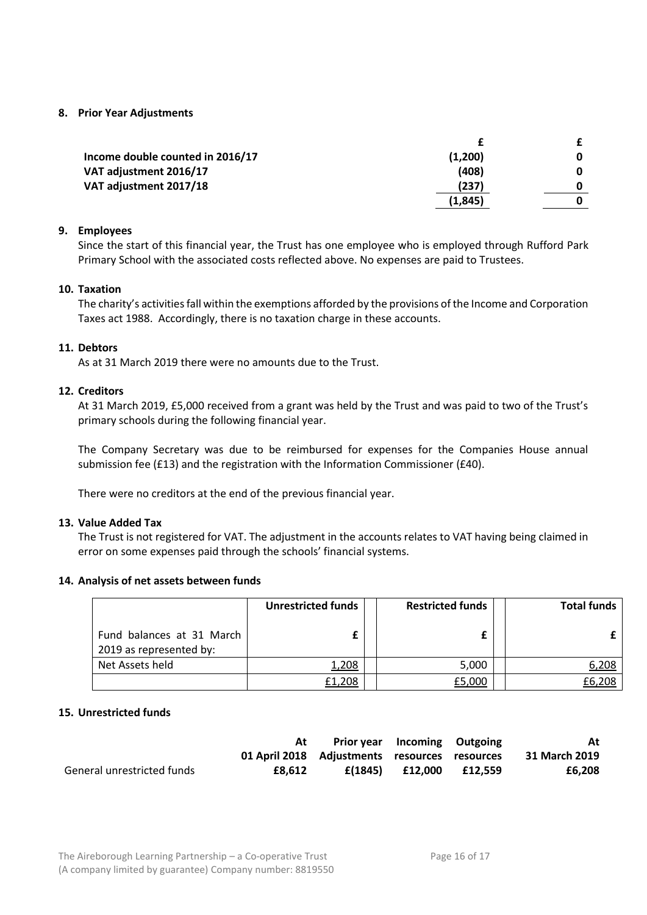## 8. Prior Year Adjustments

| | £ | £ |
|---|---|---|
| **Income double counted in 2016/17** | **(1,200)** | **0** |
| **VAT adjustment 2016/17** | **(408)** | **0** |
| **VAT adjustment 2017/18** | **(237)** | **0** |
| | **(1,845)** | **0** |

## 9. Employees

Since the start of this financial year, the Trust has one employee who is employed through Rufford Park Primary School with the associated costs reflected above. No expenses are paid to Trustees.

## 10. Taxation

The charity's activities fall within the exemptions afforded by the provisions of the Income and Corporation Taxes act 1988. Accordingly, there is no taxation charge in these accounts.

## 11. Debtors

As at 31 March 2019 there were no amounts due to the Trust.

## 12. Creditors

At 31 March 2019, £5,000 received from a grant was held by the Trust and was paid to two of the Trust's primary schools during the following financial year.

The Company Secretary was due to be reimbursed for expenses for the Companies House annual submission fee (£13) and the registration with the Information Commissioner (£40).

There were no creditors at the end of the previous financial year.

## 13. Value Added Tax

The Trust is not registered for VAT. The adjustment in the accounts relates to VAT having being claimed in error on some expenses paid through the schools' financial systems.

## 14. Analysis of net assets between funds

| | **Unrestricted funds** | **Restricted funds** | **Total funds** |
|---|---|---|---|
| Fund balances at 31 March 2019 as represented by: | **£** | **£** | **£** |
| Net Assets held | 1,208 | 5,000 | 6,208 |
| | £1,208 | £5,000 | £6,208 |

## 15. Unrestricted funds

| | **At 01 April 2018** | **Prior year Adjustments** | **Incoming resources** | **Outgoing resources** | **At 31 March 2019** |
|---|---|---|---|---|---|
| General unrestricted funds | **£8,612** | **£(1845)** | **£12,000** | **£12,559** | **£6,208** |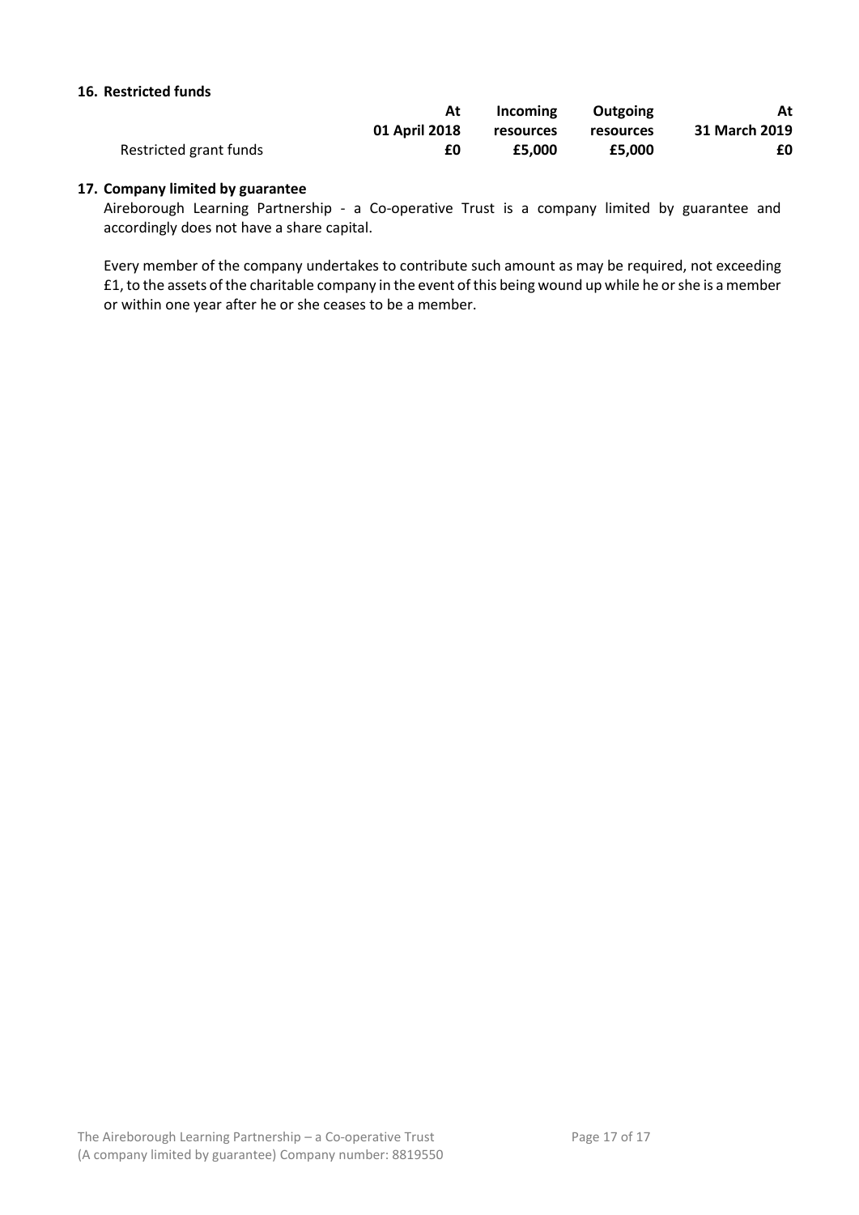### 16. Restricted funds

| | At 01 April 2018 | Incoming resources | Outgoing resources | At 31 March 2019 |
|---|---|---|---|---|
| Restricted grant funds | **£0** | **£5,000** | **£5,000** | **£0** |

### 17. Company limited by guarantee

Aireborough Learning Partnership - a Co-operative Trust is a company limited by guarantee and accordingly does not have a share capital.

Every member of the company undertakes to contribute such amount as may be required, not exceeding £1, to the assets of the charitable company in the event of this being wound up while he or she is a member or within one year after he or she ceases to be a member.